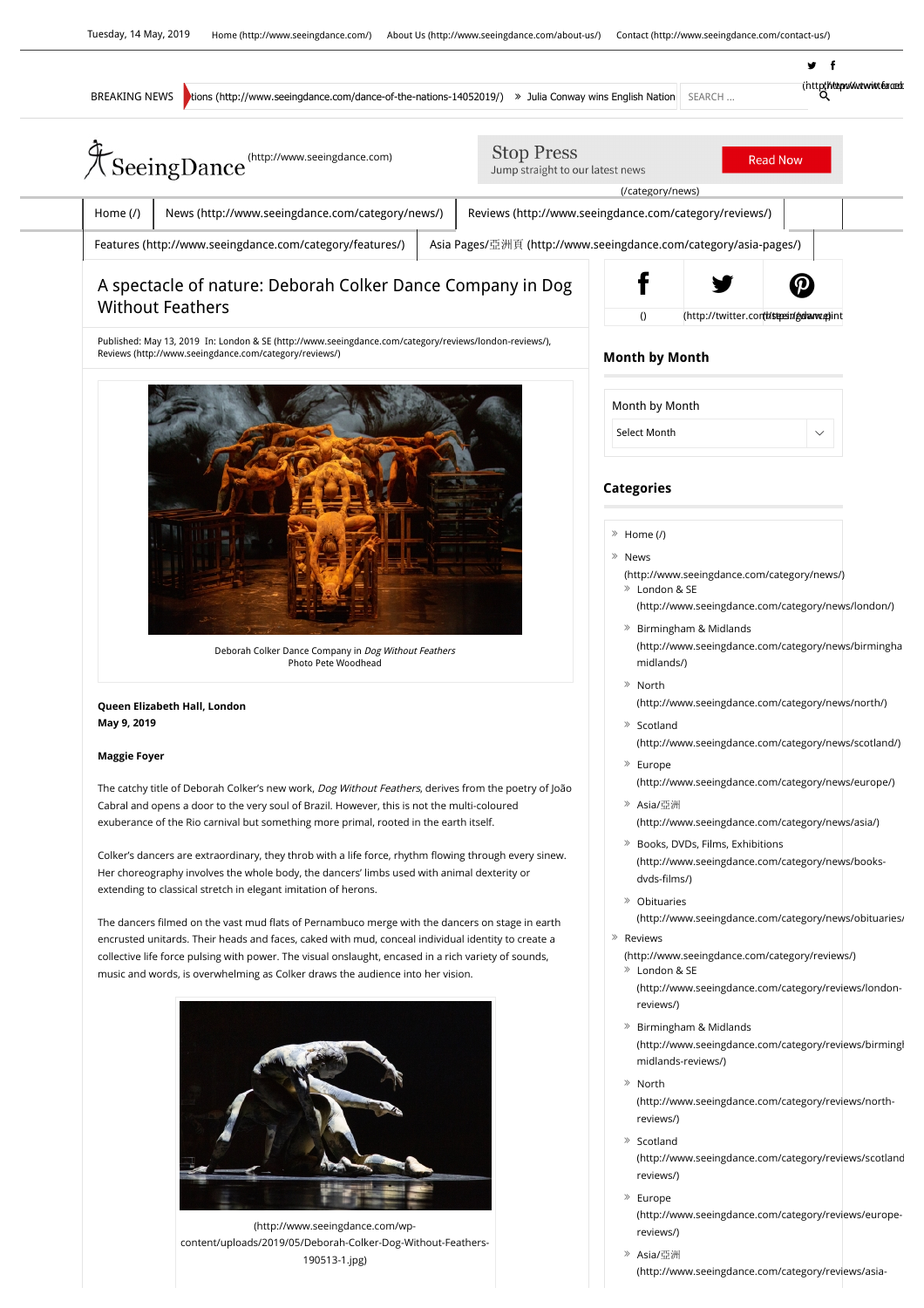# A spectacle of nature: Deborah Colker Dance Company in Dog Without Feathers

Published: May 13, 2019 In: London & SE (http://www.seeingdance.com/category/reviews/london-reviews/), Reviews (http://www.seeingdance.com/category/reviews/)

Deborah Colker Dance Company in *Dog Without Feathers*
Photo Pete Woodhead

**Queen Elizabeth Hall, London**
**May 9, 2019**

**Maggie Foyer**

The catchy title of Deborah Colker's new work, *Dog Without Feathers*, derives from the poetry of João Cabral and opens a door to the very soul of Brazil. However, this is not the multi-coloured exuberance of the Rio carnival but something more primal, rooted in the earth itself.

Colker's dancers are extraordinary, they throb with a life force, rhythm flowing through every sinew. Her choreography involves the whole body, the dancers' limbs used with animal dexterity or extending to classical stretch in elegant imitation of herons.

The dancers filmed on the vast mud flats of Pernambuco merge with the dancers on stage in earth encrusted unitards. Their heads and faces, caked with mud, conceal individual identity to create a collective life force pulsing with power. The visual onslaught, encased in a rich variety of sounds, music and words, is overwhelming as Colker draws the audience into her vision.

(http://www.seeingdance.com/wp-content/uploads/2019/05/Deborah-Colker-Dog-Without-Feathers-190513-1.jpg)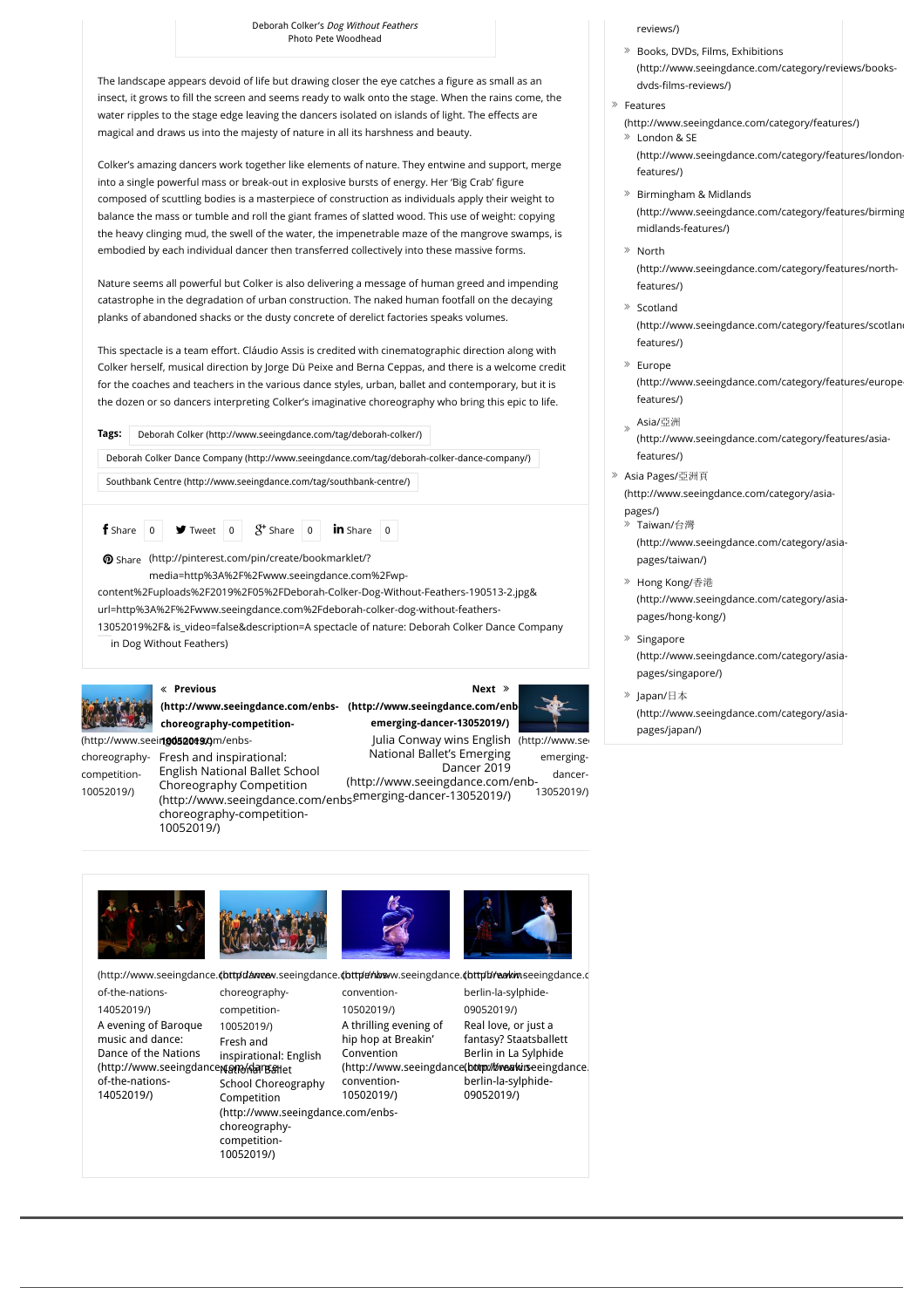Deborah Colker's *Dog Without Feathers*
Photo Pete Woodhead

The landscape appears devoid of life but drawing closer the eye catches a figure as small as an insect, it grows to fill the screen and seems ready to walk onto the stage. When the rains come, the water ripples to the stage edge leaving the dancers isolated on islands of light. The effects are magical and draws us into the majesty of nature in all its harshness and beauty.

Colker's amazing dancers work together like elements of nature. They entwine and support, merge into a single powerful mass or break-out in explosive bursts of energy. Her 'Big Crab' figure composed of scuttling bodies is a masterpiece of construction as individuals apply their weight to balance the mass or tumble and roll the giant frames of slatted wood. This use of weight: copying the heavy clinging mud, the swell of the water, the impenetrable maze of the mangrove swamps, is embodied by each individual dancer then transferred collectively into these massive forms.

Nature seems all powerful but Colker is also delivering a message of human greed and impending catastrophe in the degradation of urban construction. The naked human footfall on the decaying planks of abandoned shacks or the dusty concrete of derelict factories speaks volumes.

This spectacle is a team effort. Cláudio Assis is credited with cinematographic direction along with Colker herself, musical direction by Jorge Dü Peixe and Berna Ceppas, and there is a welcome credit for the coaches and teachers in the various dance styles, urban, ballet and contemporary, but it is the dozen or so dancers interpreting Colker's imaginative choreography who bring this epic to life.

**Tags:** Deborah Colker (http://www.seeingdance.com/tag/deborah-colker/) Deborah Colker Dance Company (http://www.seeingdance.com/tag/deborah-colker-dance-company/) Southbank Centre (http://www.seeingdance.com/tag/southbank-centre/)

Share 0 Tweet 0 Share 0 Share 0

Share (http://pinterest.com/pin/create/bookmarklet/?media=http%3A%2F%2Fwww.seeingdance.com%2Fwp-content%2Fuploads%2F2019%2F05%2FDeborah-Colker-Dog-Without-Feathers-190513-2.jpg&url=http%3A%2F%2Fwww.seeingdance.com%2Fdeborah-colker-dog-without-feathers-13052019%2F& is_video=false&description=A spectacle of nature: Deborah Colker Dance Company in Dog Without Feathers)

**« Previous (http://www.seeingdance.com/enbs-choreography-competition-10052019/)**
(http://www.seeingdance.com/enbs-choreography-competition-10052019/) Fresh and inspirational: English National Ballet School Choreography Competition (http://www.seeingdance.com/enbs-choreography-competition-10052019/)

**Next » (http://www.seeingdance.com/enb-emerging-dancer-13052019/)**
Julia Conway wins English National Ballet's Emerging Dancer 2019 (http://www.seeingdance.com/enb-emerging-dancer-13052019/) (http://www.seeingdance.com/enb-emerging-dancer-13052019/)

(http://www.seeingdance.com/dance-of-the-nations-14052019/) A evening of Baroque music and dance: Dance of the Nations (http://www.seeingdance.com/dance-of-the-nations-14052019/)

(http://www.seeingdance.com/enbs-choreography-competition-10052019/) Fresh and inspirational: English National Ballet School Choreography Competition (http://www.seeingdance.com/enbs-choreography-competition-10052019/)

(http://www.seeingdance.com/breakin-convention-10502019/) A thrilling evening of hip hop at Breakin' Convention (http://www.seeingdance.com/breakin-convention-10502019/)

(http://www.seeingdance.com/berlin-la-sylphide-09052019/) Real love, or just a fantasy? Staatsballett Berlin in La Sylphide (http://www.seeingdance.com/berlin-la-sylphide-09052019/)

reviews/)

- Books, DVDs, Films, Exhibitions (http://www.seeingdance.com/category/reviews/books-dvds-films-reviews/)
- Features (http://www.seeingdance.com/category/features/)
  - London & SE (http://www.seeingdance.com/category/features/london-features/)
  - Birmingham & Midlands (http://www.seeingdance.com/category/features/birmingham-midlands-features/)
  - North (http://www.seeingdance.com/category/features/north-features/)
  - Scotland (http://www.seeingdance.com/category/features/scotland-features/)
  - Europe (http://www.seeingdance.com/category/features/europe-features/)
  - Asia/亞洲 (http://www.seeingdance.com/category/features/asia-features/)
- Asia Pages/亞洲頁 (http://www.seeingdance.com/category/asia-pages/)
  - Taiwan/台灣 (http://www.seeingdance.com/category/asia-pages/taiwan/)
  - Hong Kong/香港 (http://www.seeingdance.com/category/asia-pages/hong-kong/)
  - Singapore (http://www.seeingdance.com/category/asia-pages/singapore/)
  - Japan/日本 (http://www.seeingdance.com/category/asia-pages/japan/)